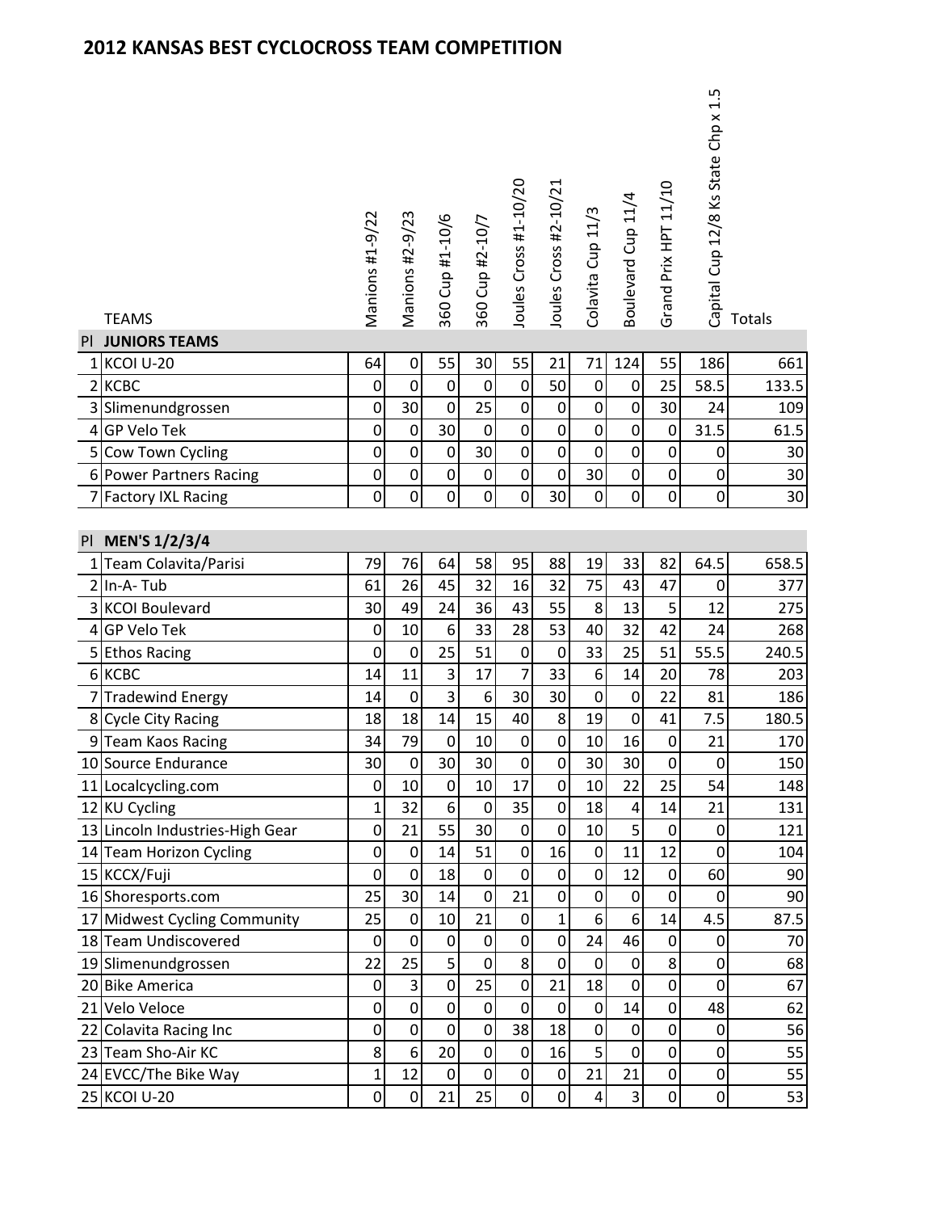## 2012 KANSAS BEST CYCLOCROSS TEAM COMPETITION

| Pl | TEAMS | Manions #1-9/22 | Manions #2-9/23 | 360 Cup #1-10/6 | 360 Cup #2-10/7 | Joules Cross #1-10/20 | Joules Cross #2-10/21 | Colavita Cup 11/3 | Boulevard Cup 11/4 | Grand Prix HPT 11/10 | Capital Cup 12/8 Ks State Chp x 1.5 | Totals |
|---|---|---|---|---|---|---|---|---|---|---|---|---|
| Pl | **JUNIORS TEAMS** | | | | | | | | | | | |
| 1 | KCOI U-20 | 64 | 0 | 55 | 30 | 55 | 21 | 71 | 124 | 55 | 186 | 661 |
| 2 | KCBC | 0 | 0 | 0 | 0 | 0 | 50 | 0 | 0 | 25 | 58.5 | 133.5 |
| 3 | Slimenundgrossen | 0 | 30 | 0 | 25 | 0 | 0 | 0 | 0 | 30 | 24 | 109 |
| 4 | GP Velo Tek | 0 | 0 | 30 | 0 | 0 | 0 | 0 | 0 | 0 | 31.5 | 61.5 |
| 5 | Cow Town Cycling | 0 | 0 | 0 | 30 | 0 | 0 | 0 | 0 | 0 | 0 | 30 |
| 6 | Power Partners Racing | 0 | 0 | 0 | 0 | 0 | 0 | 30 | 0 | 0 | 0 | 30 |
| 7 | Factory IXL Racing | 0 | 0 | 0 | 0 | 0 | 30 | 0 | 0 | 0 | 0 | 30 |

| Pl | MEN'S 1/2/3/4 | Manions #1-9/22 | Manions #2-9/23 | 360 Cup #1-10/6 | 360 Cup #2-10/7 | Joules Cross #1-10/20 | Joules Cross #2-10/21 | Colavita Cup 11/3 | Boulevard Cup 11/4 | Grand Prix HPT 11/10 | Capital Cup 12/8 Ks State Chp x 1.5 | Totals |
|---|---|---|---|---|---|---|---|---|---|---|---|---|
| 1 | Team Colavita/Parisi | 79 | 76 | 64 | 58 | 95 | 88 | 19 | 33 | 82 | 64.5 | 658.5 |
| 2 | In-A- Tub | 61 | 26 | 45 | 32 | 16 | 32 | 75 | 43 | 47 | 0 | 377 |
| 3 | KCOI Boulevard | 30 | 49 | 24 | 36 | 43 | 55 | 8 | 13 | 5 | 12 | 275 |
| 4 | GP Velo Tek | 0 | 10 | 6 | 33 | 28 | 53 | 40 | 32 | 42 | 24 | 268 |
| 5 | Ethos Racing | 0 | 0 | 25 | 51 | 0 | 0 | 33 | 25 | 51 | 55.5 | 240.5 |
| 6 | KCBC | 14 | 11 | 3 | 17 | 7 | 33 | 6 | 14 | 20 | 78 | 203 |
| 7 | Tradewind Energy | 14 | 0 | 3 | 6 | 30 | 30 | 0 | 0 | 22 | 81 | 186 |
| 8 | Cycle City Racing | 18 | 18 | 14 | 15 | 40 | 8 | 19 | 0 | 41 | 7.5 | 180.5 |
| 9 | Team Kaos Racing | 34 | 79 | 0 | 10 | 0 | 0 | 10 | 16 | 0 | 21 | 170 |
| 10 | Source Endurance | 30 | 0 | 30 | 30 | 0 | 0 | 30 | 30 | 0 | 0 | 150 |
| 11 | Localcycling.com | 0 | 10 | 0 | 10 | 17 | 0 | 10 | 22 | 25 | 54 | 148 |
| 12 | KU Cycling | 1 | 32 | 6 | 0 | 35 | 0 | 18 | 4 | 14 | 21 | 131 |
| 13 | Lincoln Industries-High Gear | 0 | 21 | 55 | 30 | 0 | 0 | 10 | 5 | 0 | 0 | 121 |
| 14 | Team Horizon Cycling | 0 | 0 | 14 | 51 | 0 | 16 | 0 | 11 | 12 | 0 | 104 |
| 15 | KCCX/Fuji | 0 | 0 | 18 | 0 | 0 | 0 | 0 | 12 | 0 | 60 | 90 |
| 16 | Shoresports.com | 25 | 30 | 14 | 0 | 21 | 0 | 0 | 0 | 0 | 0 | 90 |
| 17 | Midwest Cycling Community | 25 | 0 | 10 | 21 | 0 | 1 | 6 | 6 | 14 | 4.5 | 87.5 |
| 18 | Team Undiscovered | 0 | 0 | 0 | 0 | 0 | 0 | 24 | 46 | 0 | 0 | 70 |
| 19 | Slimenundgrossen | 22 | 25 | 5 | 0 | 8 | 0 | 0 | 0 | 8 | 0 | 68 |
| 20 | Bike America | 0 | 3 | 0 | 25 | 0 | 21 | 18 | 0 | 0 | 0 | 67 |
| 21 | Velo Veloce | 0 | 0 | 0 | 0 | 0 | 0 | 0 | 14 | 0 | 48 | 62 |
| 22 | Colavita Racing Inc | 0 | 0 | 0 | 0 | 38 | 18 | 0 | 0 | 0 | 0 | 56 |
| 23 | Team Sho-Air KC | 8 | 6 | 20 | 0 | 0 | 16 | 5 | 0 | 0 | 0 | 55 |
| 24 | EVCC/The Bike Way | 1 | 12 | 0 | 0 | 0 | 0 | 21 | 21 | 0 | 0 | 55 |
| 25 | KCOI U-20 | 0 | 0 | 21 | 25 | 0 | 0 | 4 | 3 | 0 | 0 | 53 |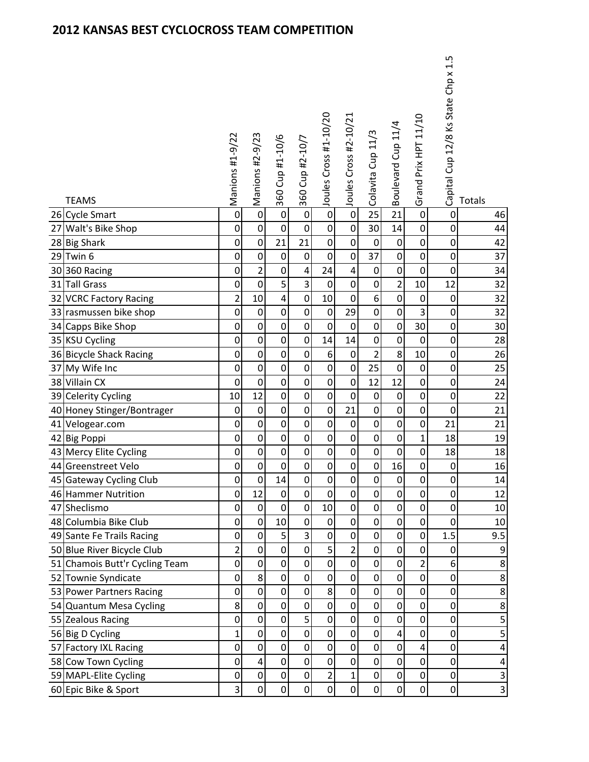## 2012 KANSAS BEST CYCLOCROSS TEAM COMPETITION

| | TEAMS | Manions #1-9/22 | Manions #2-9/23 | 360 Cup #1-10/6 | 360 Cup #2-10/7 | Joules Cross #1-10/20 | Joules Cross #2-10/21 | Colavita Cup 11/3 | Boulevard Cup 11/4 | Grand Prix HPT 11/10 | Capital Cup 12/8 Ks State Chp x 1.5 | Totals |
|---|---|---|---|---|---|---|---|---|---|---|---|---|
| 26 | Cycle Smart | 0 | 0 | 0 | 0 | 0 | 0 | 25 | 21 | 0 | 0 | 46 |
| 27 | Walt's Bike Shop | 0 | 0 | 0 | 0 | 0 | 0 | 30 | 14 | 0 | 0 | 44 |
| 28 | Big Shark | 0 | 0 | 21 | 21 | 0 | 0 | 0 | 0 | 0 | 0 | 42 |
| 29 | Twin 6 | 0 | 0 | 0 | 0 | 0 | 0 | 37 | 0 | 0 | 0 | 37 |
| 30 | 360 Racing | 0 | 2 | 0 | 4 | 24 | 4 | 0 | 0 | 0 | 0 | 34 |
| 31 | Tall Grass | 0 | 0 | 5 | 3 | 0 | 0 | 0 | 2 | 10 | 12 | 32 |
| 32 | VCRC Factory Racing | 2 | 10 | 4 | 0 | 10 | 0 | 6 | 0 | 0 | 0 | 32 |
| 33 | rasmussen bike shop | 0 | 0 | 0 | 0 | 0 | 29 | 0 | 0 | 3 | 0 | 32 |
| 34 | Capps Bike Shop | 0 | 0 | 0 | 0 | 0 | 0 | 0 | 0 | 30 | 0 | 30 |
| 35 | KSU Cycling | 0 | 0 | 0 | 0 | 14 | 14 | 0 | 0 | 0 | 0 | 28 |
| 36 | Bicycle Shack Racing | 0 | 0 | 0 | 0 | 6 | 0 | 2 | 8 | 10 | 0 | 26 |
| 37 | My Wife Inc | 0 | 0 | 0 | 0 | 0 | 0 | 25 | 0 | 0 | 0 | 25 |
| 38 | Villain CX | 0 | 0 | 0 | 0 | 0 | 0 | 12 | 12 | 0 | 0 | 24 |
| 39 | Celerity Cycling | 10 | 12 | 0 | 0 | 0 | 0 | 0 | 0 | 0 | 0 | 22 |
| 40 | Honey Stinger/Bontrager | 0 | 0 | 0 | 0 | 0 | 21 | 0 | 0 | 0 | 0 | 21 |
| 41 | Velogear.com | 0 | 0 | 0 | 0 | 0 | 0 | 0 | 0 | 0 | 21 | 21 |
| 42 | Big Poppi | 0 | 0 | 0 | 0 | 0 | 0 | 0 | 0 | 1 | 18 | 19 |
| 43 | Mercy Elite Cycling | 0 | 0 | 0 | 0 | 0 | 0 | 0 | 0 | 0 | 18 | 18 |
| 44 | Greenstreet Velo | 0 | 0 | 0 | 0 | 0 | 0 | 0 | 16 | 0 | 0 | 16 |
| 45 | Gateway Cycling Club | 0 | 0 | 14 | 0 | 0 | 0 | 0 | 0 | 0 | 0 | 14 |
| 46 | Hammer Nutrition | 0 | 12 | 0 | 0 | 0 | 0 | 0 | 0 | 0 | 0 | 12 |
| 47 | Sheclismo | 0 | 0 | 0 | 0 | 10 | 0 | 0 | 0 | 0 | 0 | 10 |
| 48 | Columbia Bike Club | 0 | 0 | 10 | 0 | 0 | 0 | 0 | 0 | 0 | 0 | 10 |
| 49 | Sante Fe Trails Racing | 0 | 0 | 5 | 3 | 0 | 0 | 0 | 0 | 0 | 1.5 | 9.5 |
| 50 | Blue River Bicycle Club | 2 | 0 | 0 | 0 | 5 | 2 | 0 | 0 | 0 | 0 | 9 |
| 51 | Chamois Butt'r Cycling Team | 0 | 0 | 0 | 0 | 0 | 0 | 0 | 0 | 2 | 6 | 8 |
| 52 | Townie Syndicate | 0 | 8 | 0 | 0 | 0 | 0 | 0 | 0 | 0 | 0 | 8 |
| 53 | Power Partners Racing | 0 | 0 | 0 | 0 | 8 | 0 | 0 | 0 | 0 | 0 | 8 |
| 54 | Quantum Mesa Cycling | 8 | 0 | 0 | 0 | 0 | 0 | 0 | 0 | 0 | 0 | 8 |
| 55 | Zealous Racing | 0 | 0 | 0 | 5 | 0 | 0 | 0 | 0 | 0 | 0 | 5 |
| 56 | Big D Cycling | 1 | 0 | 0 | 0 | 0 | 0 | 0 | 4 | 0 | 0 | 5 |
| 57 | Factory IXL Racing | 0 | 0 | 0 | 0 | 0 | 0 | 0 | 0 | 4 | 0 | 4 |
| 58 | Cow Town Cycling | 0 | 4 | 0 | 0 | 0 | 0 | 0 | 0 | 0 | 0 | 4 |
| 59 | MAPL-Elite Cycling | 0 | 0 | 0 | 0 | 2 | 1 | 0 | 0 | 0 | 0 | 3 |
| 60 | Epic Bike & Sport | 3 | 0 | 0 | 0 | 0 | 0 | 0 | 0 | 0 | 0 | 3 |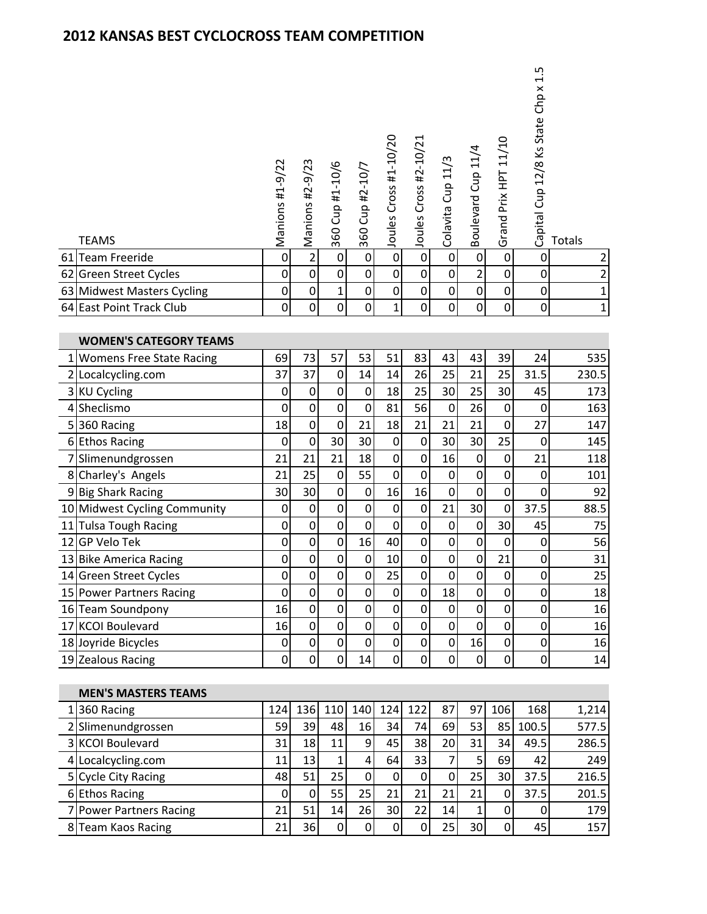## 2012 KANSAS BEST CYCLOCROSS TEAM COMPETITION

| | TEAMS | Manions #1-9/22 | Manions #2-9/23 | 360 Cup #1-10/6 | 360 Cup #2-10/7 | Joules Cross #1-10/20 | Joules Cross #2-10/21 | Colavita Cup 11/3 | Boulevard Cup 11/4 | Grand Prix HPT 11/10 | Capital Cup 12/8 Ks State Chp x 1.5 | Totals |
|---|---|---|---|---|---|---|---|---|---|---|---|---|
| 61 | Team Freeride | 0 | 2 | 0 | 0 | 0 | 0 | 0 | 0 | 0 | 0 | 2 |
| 62 | Green Street Cycles | 0 | 0 | 0 | 0 | 0 | 0 | 0 | 2 | 0 | 0 | 2 |
| 63 | Midwest Masters Cycling | 0 | 0 | 1 | 0 | 0 | 0 | 0 | 0 | 0 | 0 | 1 |
| 64 | East Point Track Club | 0 | 0 | 0 | 0 | 1 | 0 | 0 | 0 | 0 | 0 | 1 |
| | **WOMEN'S CATEGORY TEAMS** | | | | | | | | | | | |
| 1 | Womens Free State Racing | 69 | 73 | 57 | 53 | 51 | 83 | 43 | 43 | 39 | 24 | 535 |
| 2 | Localcycling.com | 37 | 37 | 0 | 14 | 14 | 26 | 25 | 21 | 25 | 31.5 | 230.5 |
| 3 | KU Cycling | 0 | 0 | 0 | 0 | 18 | 25 | 30 | 25 | 30 | 45 | 173 |
| 4 | Sheclismo | 0 | 0 | 0 | 0 | 81 | 56 | 0 | 26 | 0 | 0 | 163 |
| 5 | 360 Racing | 18 | 0 | 0 | 21 | 18 | 21 | 21 | 21 | 0 | 27 | 147 |
| 6 | Ethos Racing | 0 | 0 | 30 | 30 | 0 | 0 | 30 | 30 | 25 | 0 | 145 |
| 7 | Slimenundgrossen | 21 | 21 | 21 | 18 | 0 | 0 | 16 | 0 | 0 | 21 | 118 |
| 8 | Charley's Angels | 21 | 25 | 0 | 55 | 0 | 0 | 0 | 0 | 0 | 0 | 101 |
| 9 | Big Shark Racing | 30 | 30 | 0 | 0 | 16 | 16 | 0 | 0 | 0 | 0 | 92 |
| 10 | Midwest Cycling Community | 0 | 0 | 0 | 0 | 0 | 0 | 21 | 30 | 0 | 37.5 | 88.5 |
| 11 | Tulsa Tough Racing | 0 | 0 | 0 | 0 | 0 | 0 | 0 | 0 | 30 | 45 | 75 |
| 12 | GP Velo Tek | 0 | 0 | 0 | 16 | 40 | 0 | 0 | 0 | 0 | 0 | 56 |
| 13 | Bike America Racing | 0 | 0 | 0 | 0 | 10 | 0 | 0 | 0 | 21 | 0 | 31 |
| 14 | Green Street Cycles | 0 | 0 | 0 | 0 | 25 | 0 | 0 | 0 | 0 | 0 | 25 |
| 15 | Power Partners Racing | 0 | 0 | 0 | 0 | 0 | 0 | 18 | 0 | 0 | 0 | 18 |
| 16 | Team Soundpony | 16 | 0 | 0 | 0 | 0 | 0 | 0 | 0 | 0 | 0 | 16 |
| 17 | KCOI Boulevard | 16 | 0 | 0 | 0 | 0 | 0 | 0 | 0 | 0 | 0 | 16 |
| 18 | Joyride Bicycles | 0 | 0 | 0 | 0 | 0 | 0 | 0 | 16 | 0 | 0 | 16 |
| 19 | Zealous Racing | 0 | 0 | 0 | 14 | 0 | 0 | 0 | 0 | 0 | 0 | 14 |
| | **MEN'S MASTERS TEAMS** | | | | | | | | | | | |
| 1 | 360 Racing | 124 | 136 | 110 | 140 | 124 | 122 | 87 | 97 | 106 | 168 | 1,214 |
| 2 | Slimenundgrossen | 59 | 39 | 48 | 16 | 34 | 74 | 69 | 53 | 85 | 100.5 | 577.5 |
| 3 | KCOI Boulevard | 31 | 18 | 11 | 9 | 45 | 38 | 20 | 31 | 34 | 49.5 | 286.5 |
| 4 | Localcycling.com | 11 | 13 | 1 | 4 | 64 | 33 | 7 | 5 | 69 | 42 | 249 |
| 5 | Cycle City Racing | 48 | 51 | 25 | 0 | 0 | 0 | 0 | 25 | 30 | 37.5 | 216.5 |
| 6 | Ethos Racing | 0 | 0 | 55 | 25 | 21 | 21 | 21 | 21 | 0 | 37.5 | 201.5 |
| 7 | Power Partners Racing | 21 | 51 | 14 | 26 | 30 | 22 | 14 | 1 | 0 | 0 | 179 |
| 8 | Team Kaos Racing | 21 | 36 | 0 | 0 | 0 | 0 | 25 | 30 | 0 | 45 | 157 |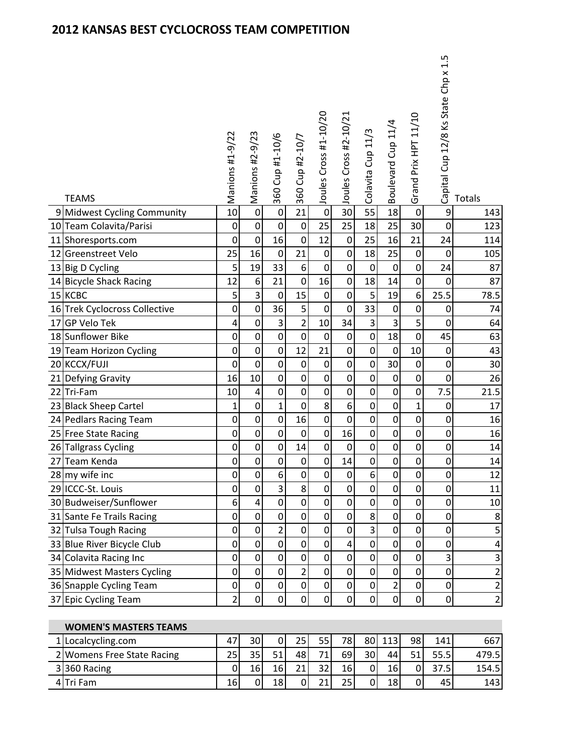## 2012 KANSAS BEST CYCLOCROSS TEAM COMPETITION

| | TEAMS | Manions #1-9/22 | Manions #2-9/23 | 360 Cup #1-10/6 | 360 Cup #2-10/7 | Joules Cross #1-10/20 | Joules Cross #2-10/21 | Colavita Cup 11/3 | Boulevard Cup 11/4 | Grand Prix HPT 11/10 | Capital Cup 12/8 Ks State Chp x 1.5 | Totals |
|---|---|---|---|---|---|---|---|---|---|---|---|---|
| 9 | Midwest Cycling Community | 10 | 0 | 0 | 21 | 0 | 30 | 55 | 18 | 0 | 9 | 143 |
| 10 | Team Colavita/Parisi | 0 | 0 | 0 | 0 | 25 | 25 | 18 | 25 | 30 | 0 | 123 |
| 11 | Shoresports.com | 0 | 0 | 16 | 0 | 12 | 0 | 25 | 16 | 21 | 24 | 114 |
| 12 | Greenstreet Velo | 25 | 16 | 0 | 21 | 0 | 0 | 18 | 25 | 0 | 0 | 105 |
| 13 | Big D Cycling | 5 | 19 | 33 | 6 | 0 | 0 | 0 | 0 | 0 | 24 | 87 |
| 14 | Bicycle Shack Racing | 12 | 6 | 21 | 0 | 16 | 0 | 18 | 14 | 0 | 0 | 87 |
| 15 | KCBC | 5 | 3 | 0 | 15 | 0 | 0 | 5 | 19 | 6 | 25.5 | 78.5 |
| 16 | Trek Cyclocross Collective | 0 | 0 | 36 | 5 | 0 | 0 | 33 | 0 | 0 | 0 | 74 |
| 17 | GP Velo Tek | 4 | 0 | 3 | 2 | 10 | 34 | 3 | 3 | 5 | 0 | 64 |
| 18 | Sunflower Bike | 0 | 0 | 0 | 0 | 0 | 0 | 0 | 18 | 0 | 45 | 63 |
| 19 | Team Horizon Cycling | 0 | 0 | 0 | 12 | 21 | 0 | 0 | 0 | 10 | 0 | 43 |
| 20 | KCCX/FUJI | 0 | 0 | 0 | 0 | 0 | 0 | 0 | 30 | 0 | 0 | 30 |
| 21 | Defying Gravity | 16 | 10 | 0 | 0 | 0 | 0 | 0 | 0 | 0 | 0 | 26 |
| 22 | Tri-Fam | 10 | 4 | 0 | 0 | 0 | 0 | 0 | 0 | 0 | 7.5 | 21.5 |
| 23 | Black Sheep Cartel | 1 | 0 | 1 | 0 | 8 | 6 | 0 | 0 | 1 | 0 | 17 |
| 24 | Pedlars Racing Team | 0 | 0 | 0 | 16 | 0 | 0 | 0 | 0 | 0 | 0 | 16 |
| 25 | Free State Racing | 0 | 0 | 0 | 0 | 0 | 16 | 0 | 0 | 0 | 0 | 16 |
| 26 | Tallgrass Cycling | 0 | 0 | 0 | 14 | 0 | 0 | 0 | 0 | 0 | 0 | 14 |
| 27 | Team Kenda | 0 | 0 | 0 | 0 | 0 | 14 | 0 | 0 | 0 | 0 | 14 |
| 28 | my wife inc | 0 | 0 | 6 | 0 | 0 | 0 | 6 | 0 | 0 | 0 | 12 |
| 29 | ICCC-St. Louis | 0 | 0 | 3 | 8 | 0 | 0 | 0 | 0 | 0 | 0 | 11 |
| 30 | Budweiser/Sunflower | 6 | 4 | 0 | 0 | 0 | 0 | 0 | 0 | 0 | 0 | 10 |
| 31 | Sante Fe Trails Racing | 0 | 0 | 0 | 0 | 0 | 0 | 8 | 0 | 0 | 0 | 8 |
| 32 | Tulsa Tough Racing | 0 | 0 | 2 | 0 | 0 | 0 | 3 | 0 | 0 | 0 | 5 |
| 33 | Blue River Bicycle Club | 0 | 0 | 0 | 0 | 0 | 4 | 0 | 0 | 0 | 0 | 4 |
| 34 | Colavita Racing Inc | 0 | 0 | 0 | 0 | 0 | 0 | 0 | 0 | 0 | 3 | 3 |
| 35 | Midwest Masters Cycling | 0 | 0 | 0 | 2 | 0 | 0 | 0 | 0 | 0 | 0 | 2 |
| 36 | Snapple Cycling Team | 0 | 0 | 0 | 0 | 0 | 0 | 0 | 2 | 0 | 0 | 2 |
| 37 | Epic Cycling Team | 2 | 0 | 0 | 0 | 0 | 0 | 0 | 0 | 0 | 0 | 2 |
| | **WOMEN'S MASTERS TEAMS** | | | | | | | | | | | |
| 1 | Localcycling.com | 47 | 30 | 0 | 25 | 55 | 78 | 80 | 113 | 98 | 141 | 667 |
| 2 | Womens Free State Racing | 25 | 35 | 51 | 48 | 71 | 69 | 30 | 44 | 51 | 55.5 | 479.5 |
| 3 | 360 Racing | 0 | 16 | 16 | 21 | 32 | 16 | 0 | 16 | 0 | 37.5 | 154.5 |
| 4 | Tri Fam | 16 | 0 | 18 | 0 | 21 | 25 | 0 | 18 | 0 | 45 | 143 |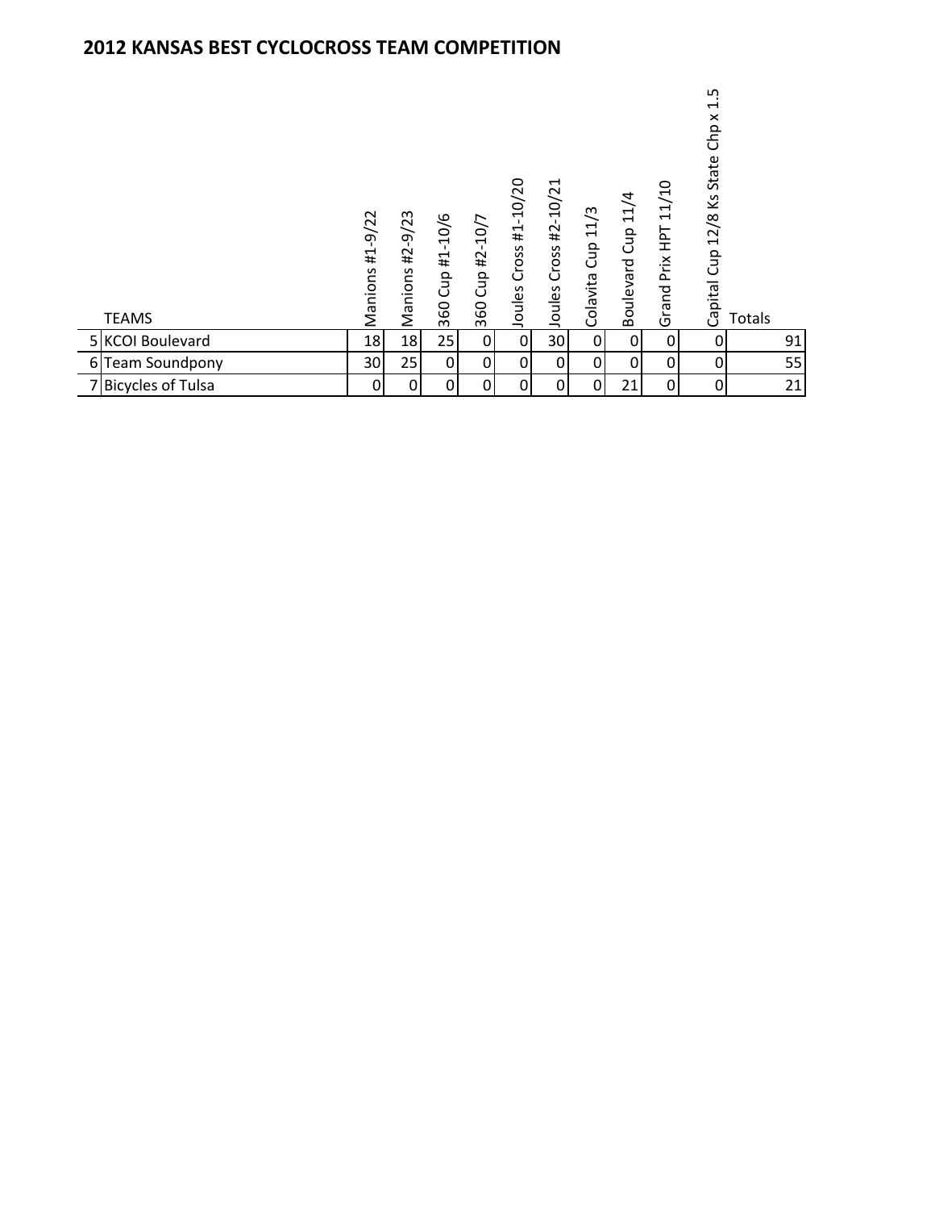# 2012 KANSAS BEST CYCLOCROSS TEAM COMPETITION

| | TEAMS | Manions #1-9/22 | Manions #2-9/23 | 360 Cup #1-10/6 | 360 Cup #2-10/7 | Joules Cross #1-10/20 | Joules Cross #2-10/21 | Colavita Cup 11/3 | Boulevard Cup 11/4 | Grand Prix HPT 11/10 | Capital Cup 12/8 Ks State Chp x 1.5 | Totals |
|---|---|---|---|---|---|---|---|---|---|---|---|---|
| 5 | KCOI Boulevard | 18 | 18 | 25 | 0 | 0 | 30 | 0 | 0 | 0 | 0 | 91 |
| 6 | Team Soundpony | 30 | 25 | 0 | 0 | 0 | 0 | 0 | 0 | 0 | 0 | 55 |
| 7 | Bicycles of Tulsa | 0 | 0 | 0 | 0 | 0 | 0 | 0 | 21 | 0 | 0 | 21 |